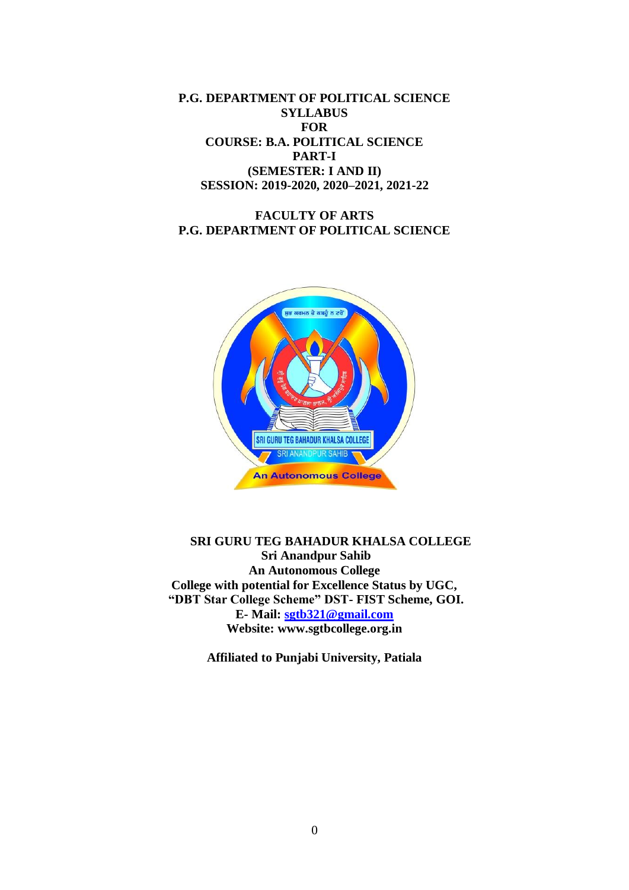**P.G. DEPARTMENT OF POLITICAL SCIENCE**
**SYLLABUS**
**FOR**
**COURSE: B.A. POLITICAL SCIENCE**
**PART-I**
**(SEMESTER: I AND II)**
**SESSION: 2019-2020, 2020–2021, 2021-22**

**FACULTY OF ARTS**
**P.G. DEPARTMENT OF POLITICAL SCIENCE**

**SRI GURU TEG BAHADUR KHALSA COLLEGE**
**Sri Anandpur Sahib**
**An Autonomous College**
**College with potential for Excellence Status by UGC,**
**"DBT Star College Scheme" DST- FIST Scheme, GOI.**
**E- Mail: sgtb321@gmail.com**
**Website: www.sgtbcollege.org.in**

**Affiliated to Punjabi University, Patiala**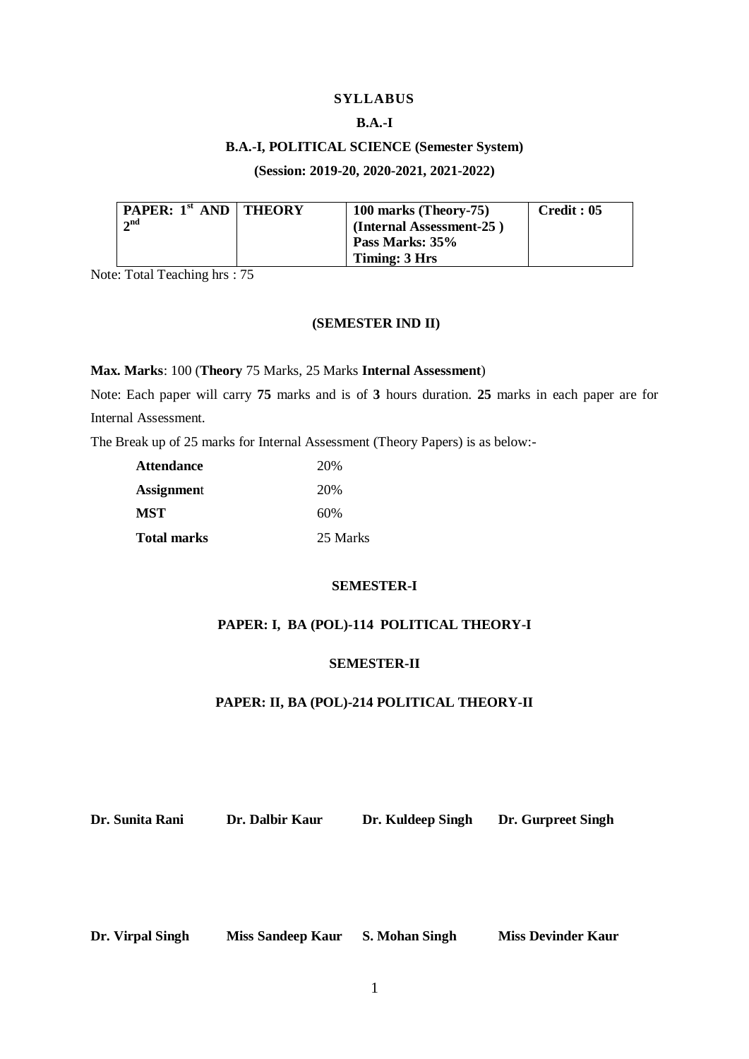# SYLLABUS

## B.A.-I

### B.A.-I, POLITICAL SCIENCE (Semester System)

### (Session: 2019-20, 2020-2021, 2021-2022)

| PAPER: 1st AND 2nd | THEORY | 100 marks (Theory-75) (Internal Assessment-25 ) Pass Marks: 35% Timing: 3 Hrs | Credit : 05 |
|---|---|---|---|

Note: Total Teaching hrs : 75

**(SEMESTER IND II)**

**Max. Marks**: 100 (**Theory** 75 Marks, 25 Marks **Internal Assessment**)

Note: Each paper will carry **75** marks and is of **3** hours duration. **25** marks in each paper are for Internal Assessment.

The Break up of 25 marks for Internal Assessment (Theory Papers) is as below:-

| | |
|---|---|
| **Attendance** | 20% |
| **Assignment** | 20% |
| **MST** | 60% |
| **Total marks** | 25 Marks |

**SEMESTER-I**

**PAPER: I, BA (POL)-114 POLITICAL THEORY-I**

**SEMESTER-II**

**PAPER: II, BA (POL)-214 POLITICAL THEORY-II**

**Dr. Sunita Rani** **Dr. Dalbir Kaur** **Dr. Kuldeep Singh** **Dr. Gurpreet Singh**

**Dr. Virpal Singh** **Miss Sandeep Kaur** **S. Mohan Singh** **Miss Devinder Kaur**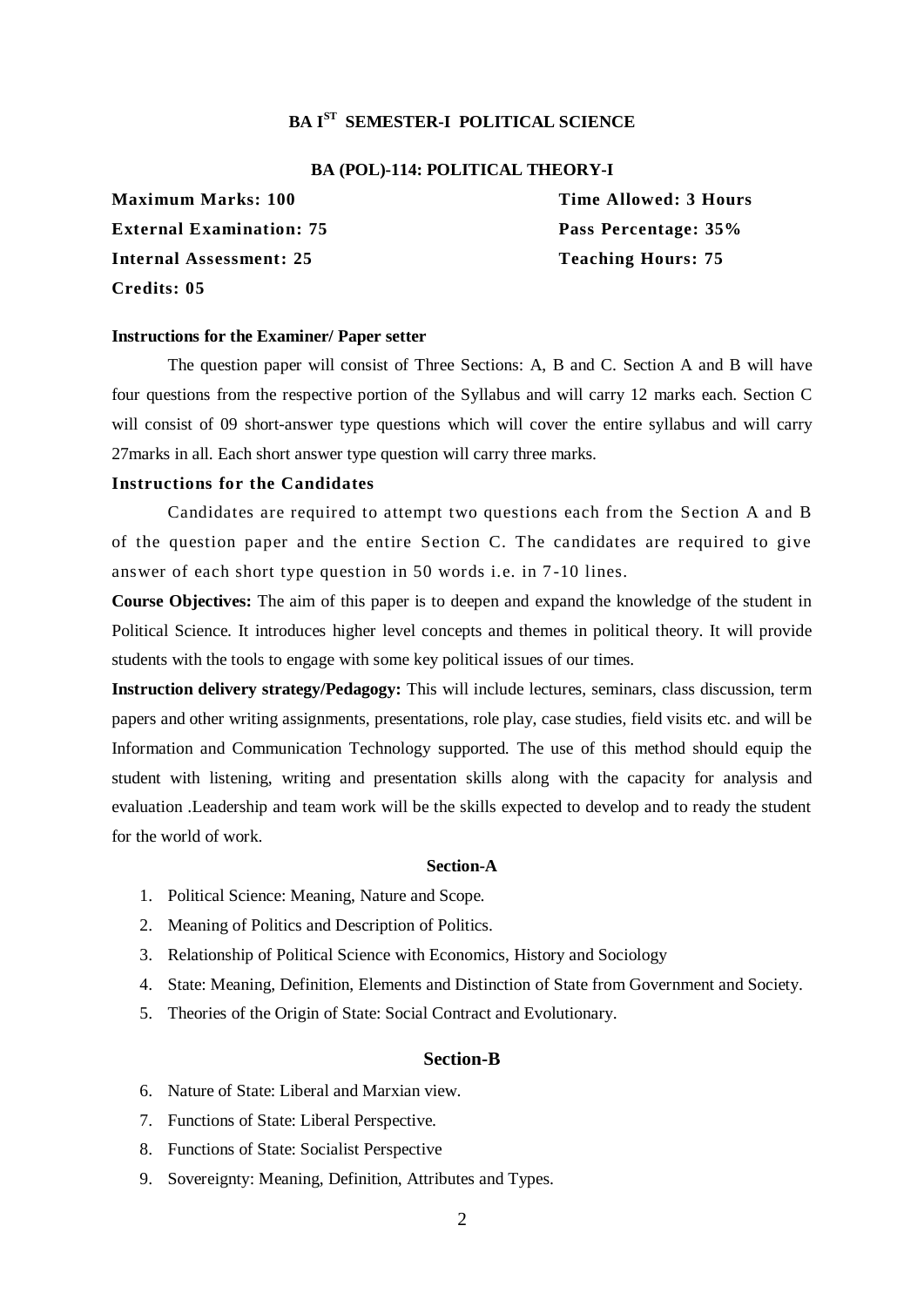# BA I[ST] SEMESTER-I POLITICAL SCIENCE

## BA (POL)-114: POLITICAL THEORY-I

**Maximum Marks: 100** **Time Allowed: 3 Hours**

**External Examination: 75** **Pass Percentage: 35%**

**Internal Assessment: 25** **Teaching Hours: 75**

**Credits: 05**

**Instructions for the Examiner/ Paper setter**

The question paper will consist of Three Sections: A, B and C. Section A and B will have four questions from the respective portion of the Syllabus and will carry 12 marks each. Section C will consist of 09 short-answer type questions which will cover the entire syllabus and will carry 27marks in all. Each short answer type question will carry three marks.

**Instructions for the Candidates**

Candidates are required to attempt two questions each from the Section A and B of the question paper and the entire Section C. The candidates are required to give answer of each short type question in 50 words i.e. in 7-10 lines.

**Course Objectives:** The aim of this paper is to deepen and expand the knowledge of the student in Political Science. It introduces higher level concepts and themes in political theory. It will provide students with the tools to engage with some key political issues of our times.

**Instruction delivery strategy/Pedagogy:** This will include lectures, seminars, class discussion, term papers and other writing assignments, presentations, role play, case studies, field visits etc. and will be Information and Communication Technology supported. The use of this method should equip the student with listening, writing and presentation skills along with the capacity for analysis and evaluation .Leadership and team work will be the skills expected to develop and to ready the student for the world of work.

### Section-A

1. Political Science: Meaning, Nature and Scope.
2. Meaning of Politics and Description of Politics.
3. Relationship of Political Science with Economics, History and Sociology
4. State: Meaning, Definition, Elements and Distinction of State from Government and Society.
5. Theories of the Origin of State: Social Contract and Evolutionary.

### Section-B

6. Nature of State: Liberal and Marxian view.
7. Functions of State: Liberal Perspective.
8. Functions of State: Socialist Perspective
9. Sovereignty: Meaning, Definition, Attributes and Types.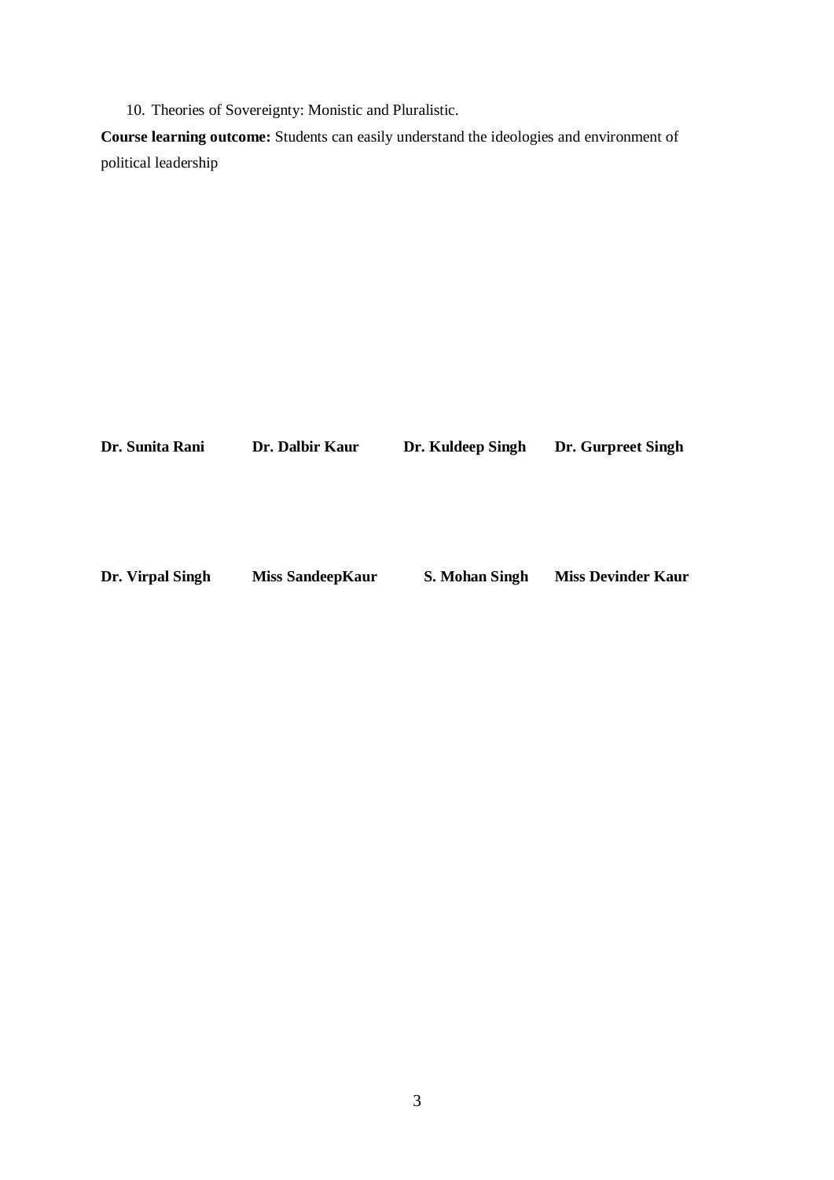10. Theories of Sovereignty: Monistic and Pluralistic.

**Course learning outcome:** Students can easily understand the ideologies and environment of political leadership

**Dr. Sunita Rani** **Dr. Dalbir Kaur** **Dr. Kuldeep Singh** **Dr. Gurpreet Singh**

**Dr. Virpal Singh** **Miss SandeepKaur** **S. Mohan Singh** **Miss Devinder Kaur**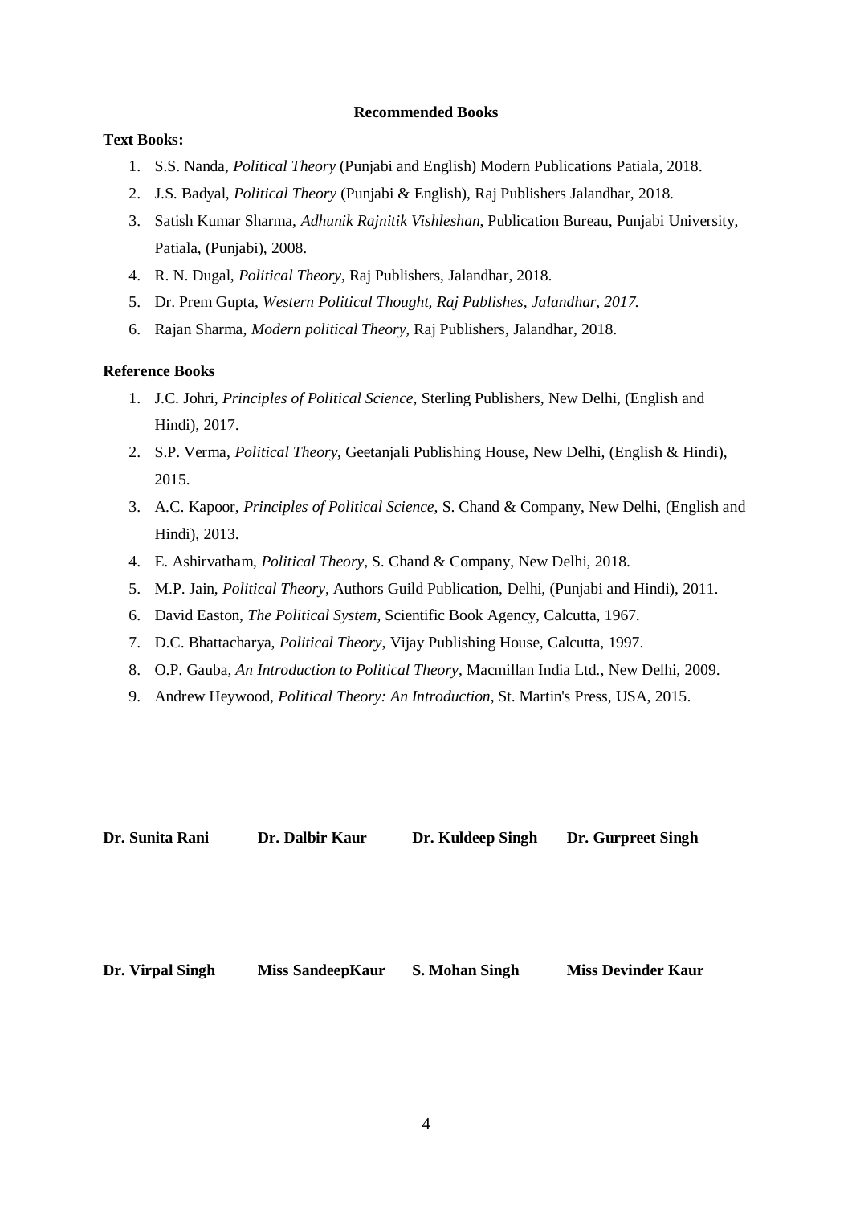## Recommended Books

**Text Books:**

1. S.S. Nanda, *Political Theory* (Punjabi and English) Modern Publications Patiala, 2018.
2. J.S. Badyal, *Political Theory* (Punjabi & English), Raj Publishers Jalandhar, 2018.
3. Satish Kumar Sharma, *Adhunik Rajnitik Vishleshan*, Publication Bureau, Punjabi University, Patiala, (Punjabi), 2008.
4. R. N. Dugal, *Political Theory*, Raj Publishers, Jalandhar, 2018.
5. Dr. Prem Gupta, *Western Political Thought, Raj Publishes, Jalandhar, 2017.*
6. Rajan Sharma, *Modern political Theory,* Raj Publishers, Jalandhar, 2018.

**Reference Books**

1. J.C. Johri, *Principles of Political Science*, Sterling Publishers, New Delhi, (English and Hindi), 2017.
2. S.P. Verma, *Political Theory*, Geetanjali Publishing House, New Delhi, (English & Hindi), 2015.
3. A.C. Kapoor, *Principles of Political Science*, S. Chand & Company, New Delhi, (English and Hindi), 2013.
4. E. Ashirvatham, *Political Theory*, S. Chand & Company, New Delhi, 2018.
5. M.P. Jain, *Political Theory*, Authors Guild Publication, Delhi, (Punjabi and Hindi), 2011.
6. David Easton, *The Political System*, Scientific Book Agency, Calcutta, 1967.
7. D.C. Bhattacharya, *Political Theory*, Vijay Publishing House, Calcutta, 1997.
8. O.P. Gauba, *An Introduction to Political Theory*, Macmillan India Ltd., New Delhi, 2009.
9. Andrew Heywood, *Political Theory: An Introduction*, St. Martin's Press, USA, 2015.

**Dr. Sunita Rani** **Dr. Dalbir Kaur** **Dr. Kuldeep Singh** **Dr. Gurpreet Singh**

**Dr. Virpal Singh** **Miss SandeepKaur** **S. Mohan Singh** **Miss Devinder Kaur**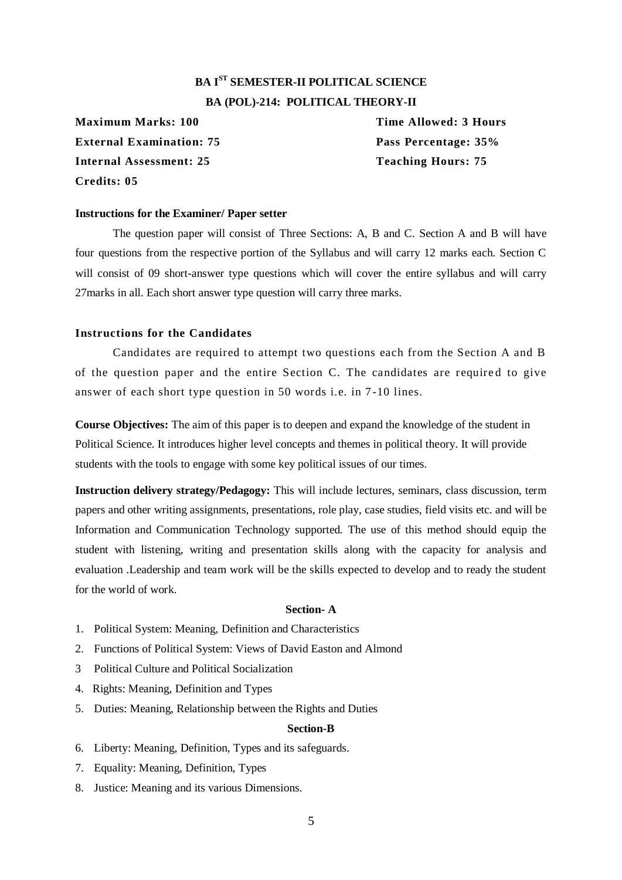# BA I[ST] SEMESTER-II POLITICAL SCIENCE

## BA (POL)-214: POLITICAL THEORY-II

**Maximum Marks: 100** | **Time Allowed: 3 Hours**

**External Examination: 75** | **Pass Percentage: 35%**

**Internal Assessment: 25** | **Teaching Hours: 75**

**Credits: 05**

**Instructions for the Examiner/ Paper setter**

The question paper will consist of Three Sections: A, B and C. Section A and B will have four questions from the respective portion of the Syllabus and will carry 12 marks each. Section C will consist of 09 short-answer type questions which will cover the entire syllabus and will carry 27marks in all. Each short answer type question will carry three marks.

**Instructions for the Candidates**

Candidates are required to attempt two questions each from the Section A and B of the question paper and the entire Section C. The candidates are required to give answer of each short type question in 50 words i.e. in 7-10 lines.

**Course Objectives:** The aim of this paper is to deepen and expand the knowledge of the student in Political Science. It introduces higher level concepts and themes in political theory. It will provide students with the tools to engage with some key political issues of our times.

**Instruction delivery strategy/Pedagogy:** This will include lectures, seminars, class discussion, term papers and other writing assignments, presentations, role play, case studies, field visits etc. and will be Information and Communication Technology supported. The use of this method should equip the student with listening, writing and presentation skills along with the capacity for analysis and evaluation .Leadership and team work will be the skills expected to develop and to ready the student for the world of work.

**Section- A**

1. Political System: Meaning, Definition and Characteristics
2. Functions of Political System: Views of David Easton and Almond
3. Political Culture and Political Socialization
4. Rights: Meaning, Definition and Types
5. Duties: Meaning, Relationship between the Rights and Duties

**Section-B**

6. Liberty: Meaning, Definition, Types and its safeguards.
7. Equality: Meaning, Definition, Types
8. Justice: Meaning and its various Dimensions.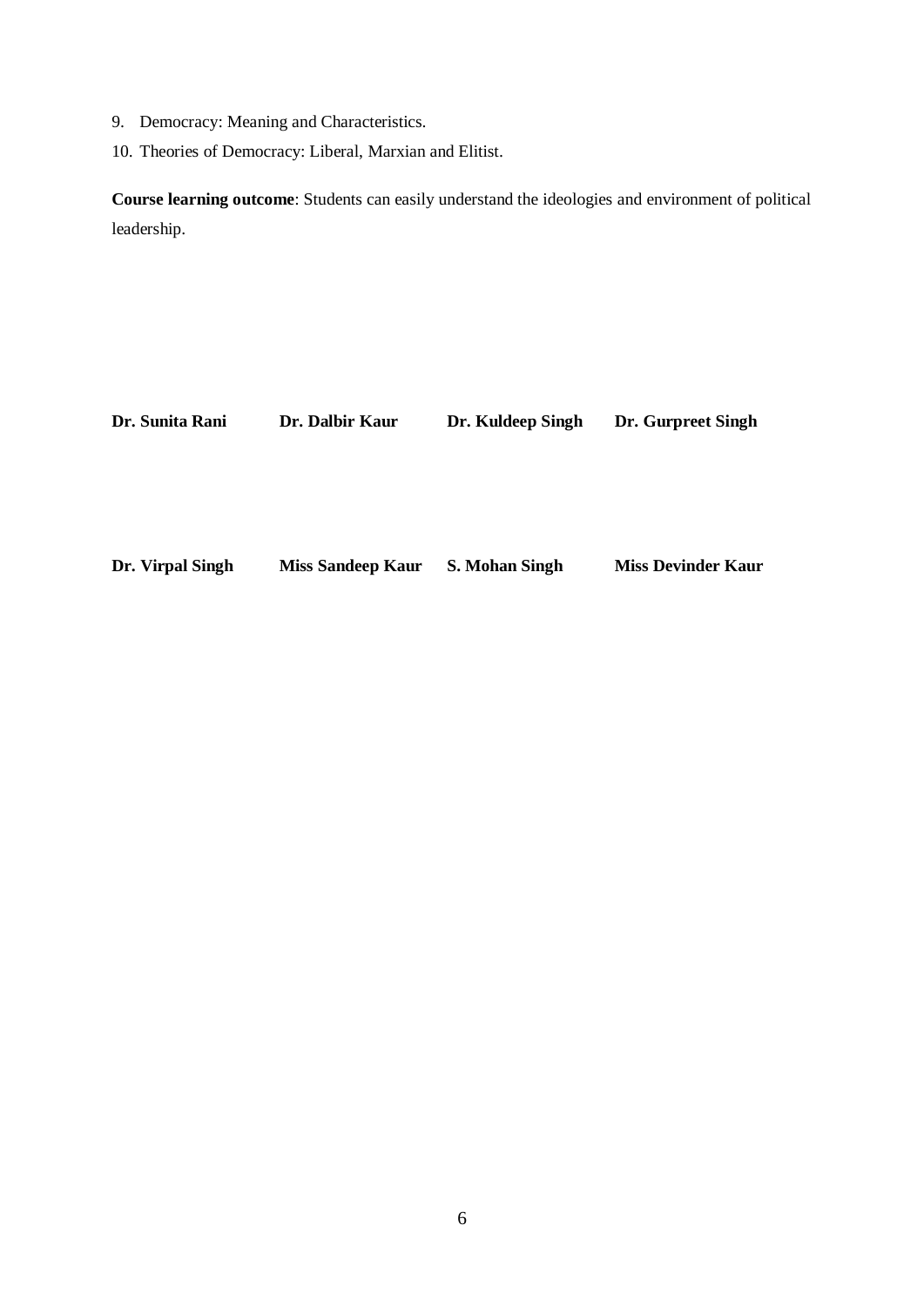9. Democracy: Meaning and Characteristics.
10. Theories of Democracy: Liberal, Marxian and Elitist.

**Course learning outcome**: Students can easily understand the ideologies and environment of political leadership.

| | | | |
|---|---|---|---|
| **Dr. Sunita Rani** | **Dr. Dalbir Kaur** | **Dr. Kuldeep Singh** | **Dr. Gurpreet Singh** |
| **Dr. Virpal Singh** | **Miss Sandeep Kaur** | **S. Mohan Singh** | **Miss Devinder Kaur** |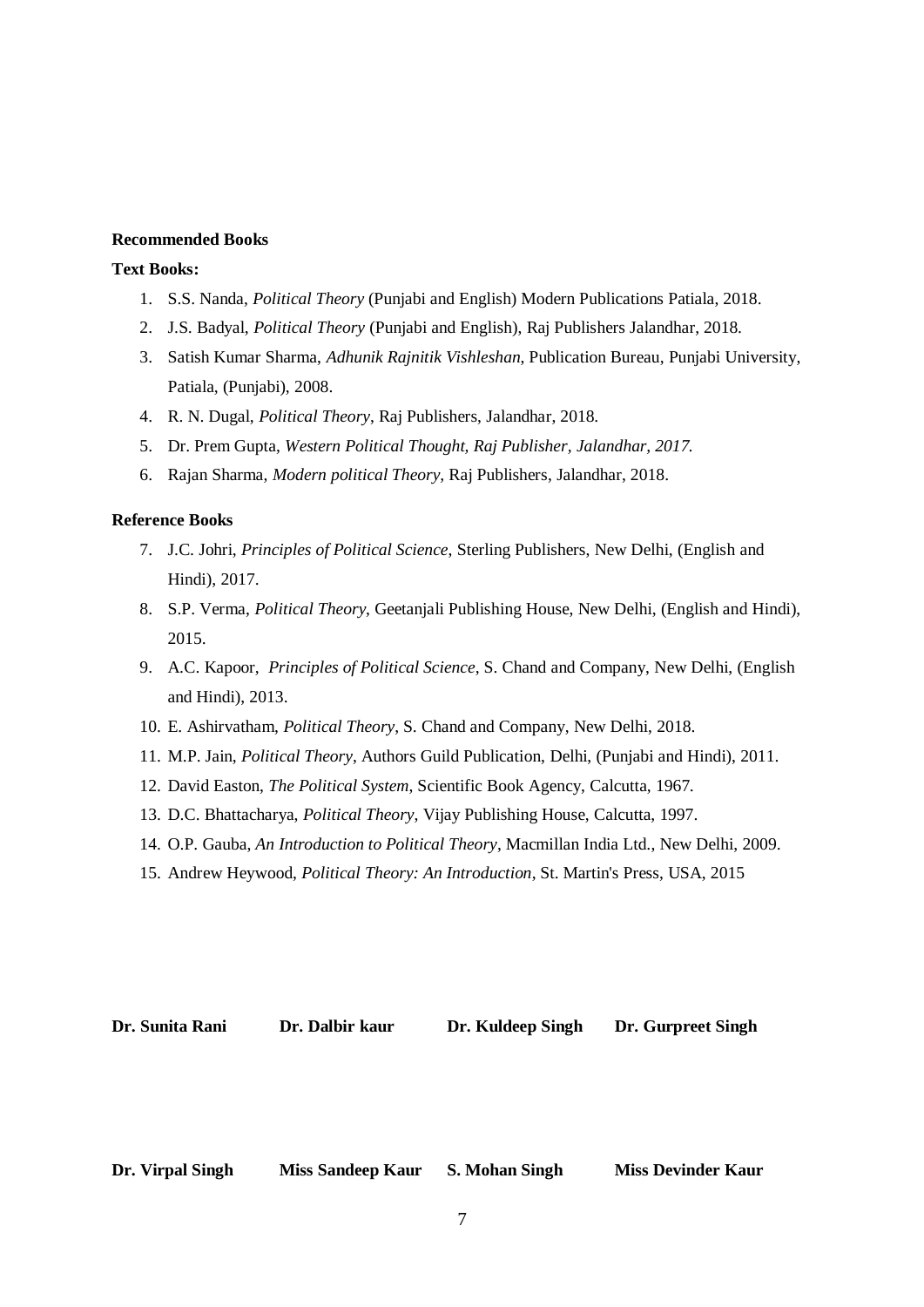**Recommended Books**

**Text Books:**

1. S.S. Nanda, *Political Theory* (Punjabi and English) Modern Publications Patiala, 2018.
2. J.S. Badyal, *Political Theory* (Punjabi and English), Raj Publishers Jalandhar, 2018.
3. Satish Kumar Sharma, *Adhunik Rajnitik Vishleshan*, Publication Bureau, Punjabi University, Patiala, (Punjabi), 2008.
4. R. N. Dugal, *Political Theory*, Raj Publishers, Jalandhar, 2018.
5. Dr. Prem Gupta, *Western Political Thought, Raj Publisher, Jalandhar, 2017.*
6. Rajan Sharma*, Modern political Theory,* Raj Publishers, Jalandhar, 2018.

**Reference Books**

7. J.C. Johri, *Principles of Political Science*, Sterling Publishers, New Delhi, (English and Hindi), 2017.
8. S.P. Verma, *Political Theory*, Geetanjali Publishing House, New Delhi, (English and Hindi), 2015.
9. A.C. Kapoor, *Principles of Political Science*, S. Chand and Company, New Delhi, (English and Hindi), 2013.
10. E. Ashirvatham, *Political Theory*, S. Chand and Company, New Delhi, 2018.
11. M.P. Jain, *Political Theory*, Authors Guild Publication, Delhi, (Punjabi and Hindi), 2011.
12. David Easton, *The Political System,* Scientific Book Agency, Calcutta, 1967.
13. D.C. Bhattacharya, *Political Theory,* Vijay Publishing House, Calcutta, 1997.
14. O.P. Gauba, *An Introduction to Political Theory*, Macmillan India Ltd., New Delhi, 2009.
15. Andrew Heywood, *Political Theory: An Introduction*, St. Martin's Press, USA, 2015

**Dr. Sunita Rani** **Dr. Dalbir kaur** **Dr. Kuldeep Singh** **Dr. Gurpreet Singh**

**Dr. Virpal Singh** **Miss Sandeep Kaur** **S. Mohan Singh** **Miss Devinder Kaur**